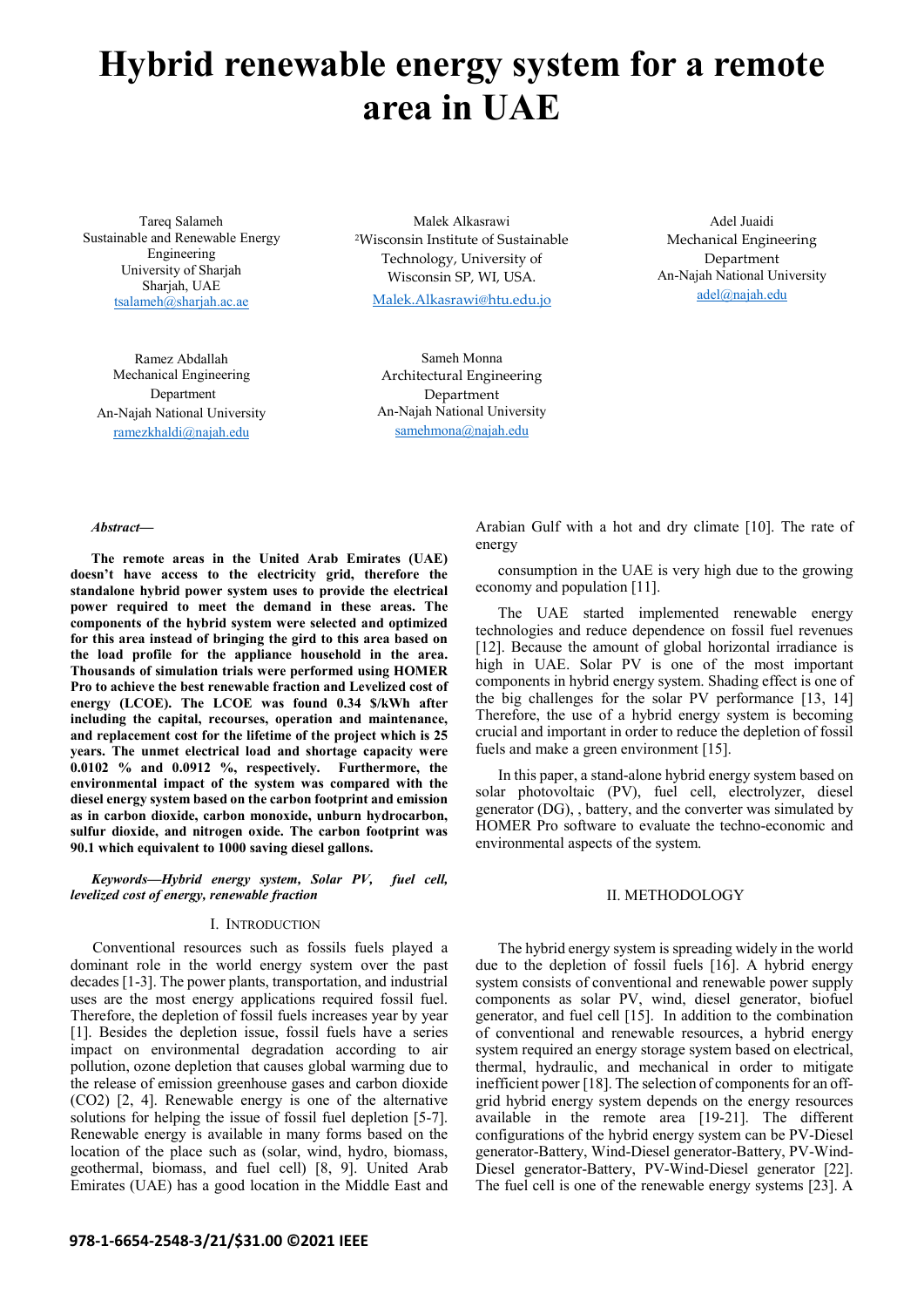# Hybrid renewable energy system for a remote area in UAE

Tareq Salameh
Sustainable and Renewable Energy Engineering
University of Sharjah
Sharjah, UAE
tsalameh@sharjah.ac.ae

Malek Alkasrawi
[2]Wisconsin Institute of Sustainable Technology, University of Wisconsin SP, WI, USA.
Malek.Alkasrawi@htu.edu.jo

Adel Juaidi
Mechanical Engineering Department
An-Najah National University
adel@najah.edu

Ramez Abdallah
Mechanical Engineering Department
An-Najah National University
ramezkhaldi@najah.edu

Sameh Monna
Architectural Engineering Department
An-Najah National University
samehmona@najah.edu

***Abstract—***

**The remote areas in the United Arab Emirates (UAE) doesn't have access to the electricity grid, therefore the standalone hybrid power system uses to provide the electrical power required to meet the demand in these areas. The components of the hybrid system were selected and optimized for this area instead of bringing the gird to this area based on the load profile for the appliance household in the area. Thousands of simulation trials were performed using HOMER Pro to achieve the best renewable fraction and Levelized cost of energy (LCOE). The LCOE was found 0.34 $/kWh after including the capital, recourses, operation and maintenance, and replacement cost for the lifetime of the project which is 25 years. The unmet electrical load and shortage capacity were 0.0102 % and 0.0912 %, respectively. Furthermore, the environmental impact of the system was compared with the diesel energy system based on the carbon footprint and emission as in carbon dioxide, carbon monoxide, unburn hydrocarbon, sulfur dioxide, and nitrogen oxide. The carbon footprint was 90.1 which equivalent to 1000 saving diesel gallons.**

***Keywords—Hybrid energy system, Solar PV, fuel cell, levelized cost of energy, renewable fraction***

## I. Introduction

Conventional resources such as fossils fuels played a dominant role in the world energy system over the past decades [1-3]. The power plants, transportation, and industrial uses are the most energy applications required fossil fuel. Therefore, the depletion of fossil fuels increases year by year [1]. Besides the depletion issue, fossil fuels have a series impact on environmental degradation according to air pollution, ozone depletion that causes global warming due to the release of emission greenhouse gases and carbon dioxide ($CO_2$) [2, 4]. Renewable energy is one of the alternative solutions for helping the issue of fossil fuel depletion [5-7]. Renewable energy is available in many forms based on the location of the place such as (solar, wind, hydro, biomass, geothermal, biomass, and fuel cell) [8, 9]. United Arab Emirates (UAE) has a good location in the Middle East and Arabian Gulf with a hot and dry climate [10]. The rate of energy

consumption in the UAE is very high due to the growing economy and population [11].

The UAE started implemented renewable energy technologies and reduce dependence on fossil fuel revenues [12]. Because the amount of global horizontal irradiance is high in UAE. Solar PV is one of the most important components in hybrid energy system. Shading effect is one of the big challenges for the solar PV performance [13, 14] Therefore, the use of a hybrid energy system is becoming crucial and important in order to reduce the depletion of fossil fuels and make a green environment [15].

In this paper, a stand-alone hybrid energy system based on solar photovoltaic (PV), fuel cell, electrolyzer, diesel generator (DG), , battery, and the converter was simulated by HOMER Pro software to evaluate the techno-economic and environmental aspects of the system.

## II. Methodology

The hybrid energy system is spreading widely in the world due to the depletion of fossil fuels [16]. A hybrid energy system consists of conventional and renewable power supply components as solar PV, wind, diesel generator, biofuel generator, and fuel cell [15]. In addition to the combination of conventional and renewable resources, a hybrid energy system required an energy storage system based on electrical, thermal, hydraulic, and mechanical in order to mitigate inefficient power [18]. The selection of components for an off-grid hybrid energy system depends on the energy resources available in the remote area [19-21]. The different configurations of the hybrid energy system can be PV-Diesel generator-Battery, Wind-Diesel generator-Battery, PV-Wind-Diesel generator-Battery, PV-Wind-Diesel generator [22]. The fuel cell is one of the renewable energy systems [23]. A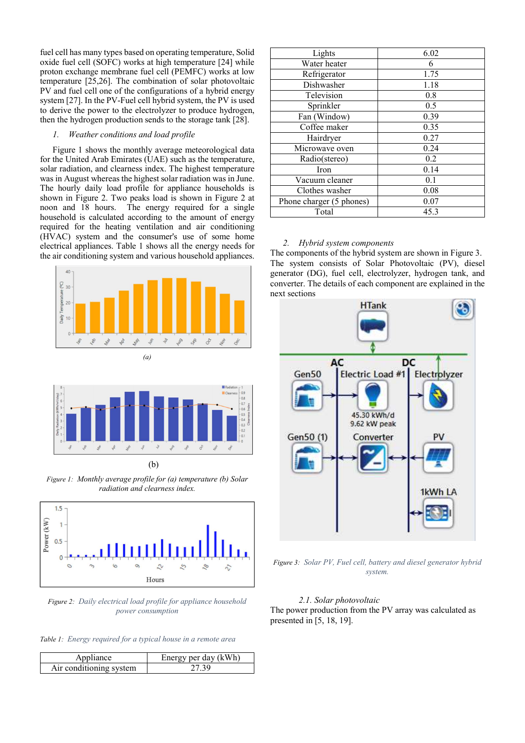fuel cell has many types based on operating temperature, Solid oxide fuel cell (SOFC) works at high temperature [24] while proton exchange membrane fuel cell (PEMFC) works at low temperature [25,26]. The combination of solar photovoltaic PV and fuel cell one of the configurations of a hybrid energy system [27]. In the PV-Fuel cell hybrid system, the PV is used to derive the power to the electrolyzer to produce hydrogen, then the hydrogen production sends to the storage tank [28].

### 1. *Weather conditions and load profile*

Figure 1 shows the monthly average meteorological data for the United Arab Emirates (UAE) such as the temperature, solar radiation, and clearness index. The highest temperature was in August whereas the highest solar radiation was in June. The hourly daily load profile for appliance households is shown in Figure 2. Two peaks load is shown in Figure 2 at noon and 18 hours. The energy required for a single household is calculated according to the amount of energy required for the heating ventilation and air conditioning (HVAC) system and the consumer's use of some home electrical appliances. Table 1 shows all the energy needs for the air conditioning system and various household appliances.

*(a)*

(b)

*Figure 1: Monthly average profile for (a) temperature (b) Solar radiation and clearness index.*

*Figure 2: Daily electrical load profile for appliance household power consumption*

*Table 1: Energy required for a typical house in a remote area*

| Appliance | Energy per day (kWh) |
|---|---|
| Air conditioning system | 27.39 |
| Lights | 6.02 |
| Water heater | 6 |
| Refrigerator | 1.75 |
| Dishwasher | 1.18 |
| Television | 0.8 |
| Sprinkler | 0.5 |
| Fan (Window) | 0.39 |
| Coffee maker | 0.35 |
| Hairdryer | 0.27 |
| Microwave oven | 0.24 |
| Radio(stereo) | 0.2 |
| Iron | 0.14 |
| Vacuum cleaner | 0.1 |
| Clothes washer | 0.08 |
| Phone charger (5 phones) | 0.07 |
| Total | 45.3 |

### 2. *Hybrid system components*

The components of the hybrid system are shown in Figure 3. The system consists of Solar Photovoltaic (PV), diesel generator (DG), fuel cell, electrolyzer, hydrogen tank, and converter. The details of each component are explained in the next sections

*Figure 3: Solar PV, Fuel cell, battery and diesel generator hybrid system.*

#### *2.1. Solar photovoltaic*

The power production from the PV array was calculated as presented in [5, 18, 19].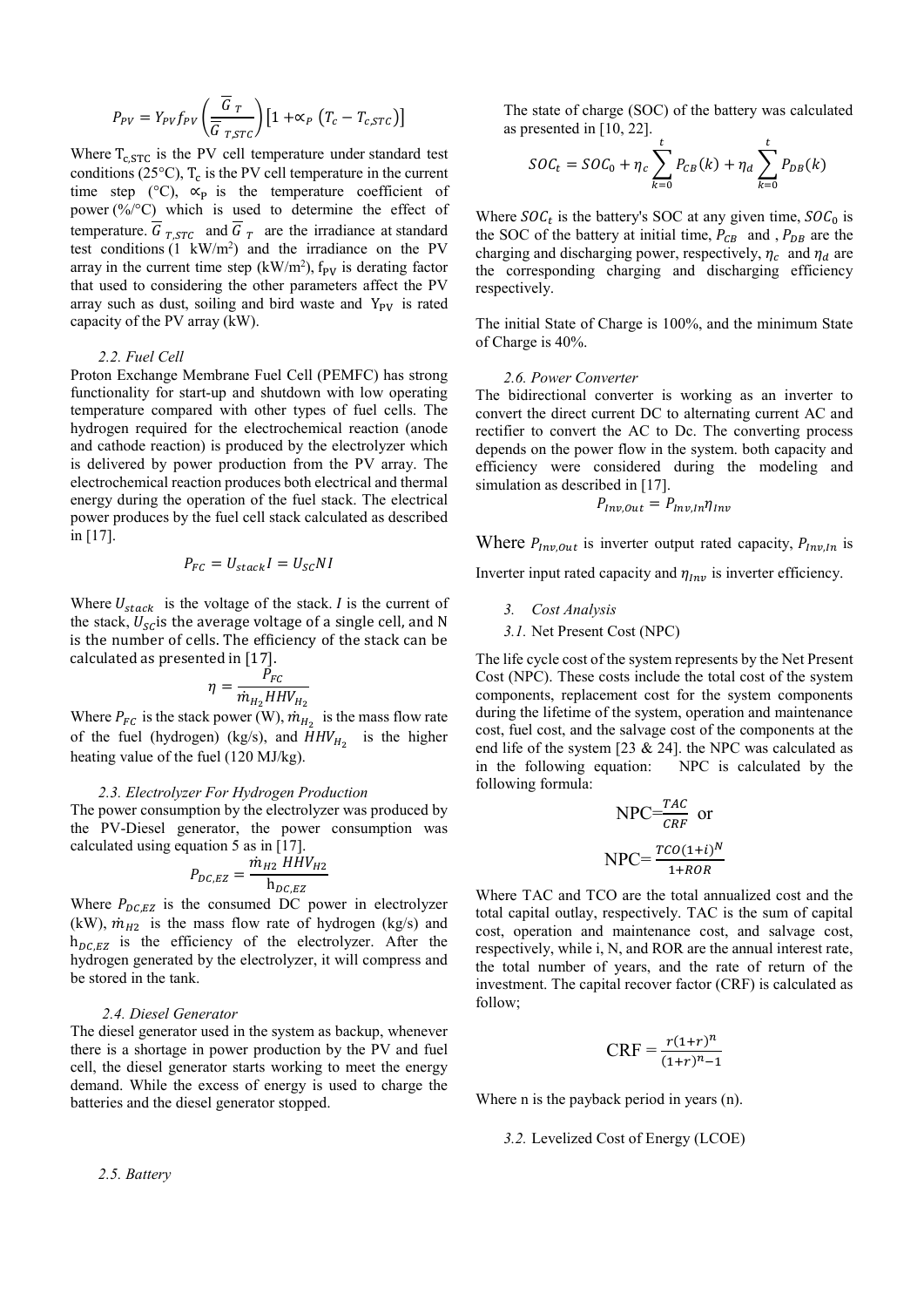$$P_{PV} = Y_{PV} f_{PV} \left( \frac{\overline{G}_T}{\overline{G}_{T,STC}} \right) \left[ 1 + \propto_P \left( T_c - T_{c,STC} \right) \right]$$

Where $T_{c,STC}$ is the PV cell temperature under standard test conditions (25°C), $T_c$ is the PV cell temperature in the current time step (°C), $\propto_P$ is the temperature coefficient of power (%/°C) which is used to determine the effect of temperature. $\overline{G}_{T,STC}$ and $\overline{G}_T$ are the irradiance at standard test conditions (1 kW/m$^2$) and the irradiance on the PV array in the current time step (kW/m$^2$), $f_{PV}$ is derating factor that used to considering the other parameters affect the PV array such as dust, soiling and bird waste and $Y_{PV}$ is rated capacity of the PV array (kW).

### *2.2. Fuel Cell*

Proton Exchange Membrane Fuel Cell (PEMFC) has strong functionality for start-up and shutdown with low operating temperature compared with other types of fuel cells. The hydrogen required for the electrochemical reaction (anode and cathode reaction) is produced by the electrolyzer which is delivered by power production from the PV array. The electrochemical reaction produces both electrical and thermal energy during the operation of the fuel stack. The electrical power produces by the fuel cell stack calculated as described in [17].

$$P_{FC} = U_{stack} I = U_{SC} N I$$

Where $U_{stack}$ is the voltage of the stack. *I* is the current of the stack, $U_{SC}$ is the average voltage of a single cell, and N is the number of cells. The efficiency of the stack can be calculated as presented in [17].

$$\eta = \frac{P_{FC}}{\dot{m}_{H_2} HHV_{H_2}}$$

Where $P_{FC}$ is the stack power (W), $\dot{m}_{H_2}$ is the mass flow rate of the fuel (hydrogen) (kg/s), and $HHV_{H_2}$ is the higher heating value of the fuel (120 MJ/kg).

### *2.3. Electrolyzer For Hydrogen Production*

The power consumption by the electrolyzer was produced by the PV-Diesel generator, the power consumption was calculated using equation 5 as in [17].

$$P_{DC,EZ} = \frac{\dot{m}_{H2}\ HHV_{H2}}{h_{DC,EZ}}$$

Where $P_{DC,EZ}$ is the consumed DC power in electrolyzer (kW), $\dot{m}_{H2}$ is the mass flow rate of hydrogen (kg/s) and $h_{DC,EZ}$ is the efficiency of the electrolyzer. After the hydrogen generated by the electrolyzer, it will compress and be stored in the tank.

### *2.4. Diesel Generator*

The diesel generator used in the system as backup, whenever there is a shortage in power production by the PV and fuel cell, the diesel generator starts working to meet the energy demand. While the excess of energy is used to charge the batteries and the diesel generator stopped.

### *2.5. Battery*

The state of charge (SOC) of the battery was calculated as presented in [10, 22].

$$SOC_t = SOC_0 + \eta_c \sum_{k=0}^{t} P_{CB}(k) + \eta_d \sum_{k=0}^{t} P_{DB}(k)$$

Where $SOC_t$ is the battery's SOC at any given time, $SOC_0$ is the SOC of the battery at initial time, $P_{CB}$ and , $P_{DB}$ are the charging and discharging power, respectively, $\eta_c$ and $\eta_d$ are the corresponding charging and discharging efficiency respectively.

The initial State of Charge is 100%, and the minimum State of Charge is 40%.

### *2.6. Power Converter*

The bidirectional converter is working as an inverter to convert the direct current DC to alternating current AC and rectifier to convert the AC to Dc. The converting process depends on the power flow in the system. both capacity and efficiency were considered during the modeling and simulation as described in [17].

$$P_{Inv,Out} = P_{Inv,In} \eta_{Inv}$$

Where $P_{Inv,Out}$ is inverter output rated capacity, $P_{Inv,In}$ is Inverter input rated capacity and $\eta_{Inv}$ is inverter efficiency.

## *3. Cost Analysis*

### *3.1.* Net Present Cost (NPC)

The life cycle cost of the system represents by the Net Present Cost (NPC). These costs include the total cost of the system components, replacement cost for the system components during the lifetime of the system, operation and maintenance cost, fuel cost, and the salvage cost of the components at the end life of the system [23 & 24]. the NPC was calculated as in the following equation: NPC is calculated by the following formula:

$$\text{NPC} = \frac{TAC}{CRF} \text{ or}$$

$$\text{NPC} = \frac{TCO(1+i)^N}{1+ROR}$$

Where TAC and TCO are the total annualized cost and the total capital outlay, respectively. TAC is the sum of capital cost, operation and maintenance cost, and salvage cost, respectively, while i, N, and ROR are the annual interest rate, the total number of years, and the rate of return of the investment. The capital recover factor (CRF) is calculated as follow;

$$\text{CRF} = \frac{r(1+r)^n}{(1+r)^n - 1}$$

Where n is the payback period in years (n).

### *3.2.* Levelized Cost of Energy (LCOE)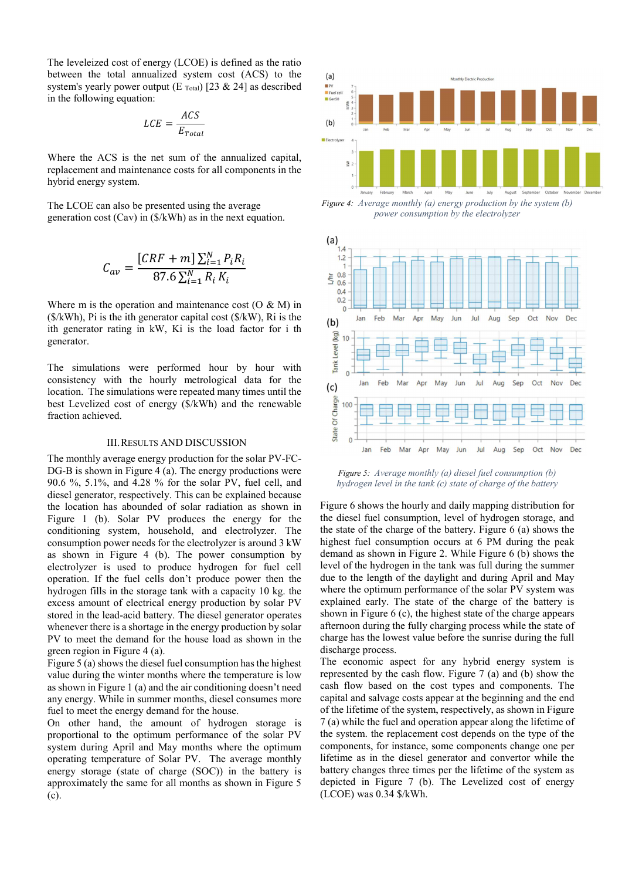The leveleized cost of energy (LCOE) is defined as the ratio between the total annualized system cost (ACS) to the system's yearly power output ($E_{Total}$) [23 & 24] as described in the following equation:

$$LCE = \frac{ACS}{E_{Total}}$$

Where the ACS is the net sum of the annualized capital, replacement and maintenance costs for all components in the hybrid energy system.

The LCOE can also be presented using the average generation cost (Cav) in ($/kWh) as in the next equation.

$$C_{av} = \frac{[CRF + m]\sum_{i=1}^{N} P_i R_i}{87.6\sum_{i=1}^{N} R_i K_i}$$

Where m is the operation and maintenance cost (O & M) in ($/kWh), Pi is the ith generator capital cost ($/kW), Ri is the ith generator rating in kW, Ki is the load factor for i th generator.

The simulations were performed hour by hour with consistency with the hourly metrological data for the location. The simulations were repeated many times until the best Levelized cost of energy ($/kWh) and the renewable fraction achieved.

## III. Results and Discussion

The monthly average energy production for the solar PV-FC-DG-B is shown in Figure 4 (a). The energy productions were 90.6 %, 5.1%, and 4.28 % for the solar PV, fuel cell, and diesel generator, respectively. This can be explained because the location has abounded of solar radiation as shown in Figure 1 (b). Solar PV produces the energy for the conditioning system, household, and electrolyzer. The consumption power needs for the electrolyzer is around 3 kW as shown in Figure 4 (b). The power consumption by electrolyzer is used to produce hydrogen for fuel cell operation. If the fuel cells don't produce power then the hydrogen fills in the storage tank with a capacity 10 kg. the excess amount of electrical energy production by solar PV stored in the lead-acid battery. The diesel generator operates whenever there is a shortage in the energy production by solar PV to meet the demand for the house load as shown in the green region in Figure 4 (a).

Figure 5 (a) shows the diesel fuel consumption has the highest value during the winter months where the temperature is low as shown in Figure 1 (a) and the air conditioning doesn't need any energy. While in summer months, diesel consumes more fuel to meet the energy demand for the house.

On other hand, the amount of hydrogen storage is proportional to the optimum performance of the solar PV system during April and May months where the optimum operating temperature of Solar PV. The average monthly energy storage (state of charge (SOC)) in the battery is approximately the same for all months as shown in Figure 5 (c).

*Figure 4: Average monthly (a) energy production by the system (b) power consumption by the electrolyzer*

*Figure 5: Average monthly (a) diesel fuel consumption (b) hydrogen level in the tank (c) state of charge of the battery*

Figure 6 shows the hourly and daily mapping distribution for the diesel fuel consumption, level of hydrogen storage, and the state of the battery. Figure 6 (a) shows that the highest fuel consumption occurs at 6 PM during the peak demand as shown in Figure 2. While Figure 6 (b) shows the level of the hydrogen in the tank was full during the summer due to the length of the daylight and during April and May where the optimum performance of the solar PV system was explained early. The state of the charge of the battery is shown in Figure 6 (c), the highest state of the charge appears afternoon during the fully charging process while the state of charge has the lowest value before the sunrise during the full discharge process.

The economic aspect for any hybrid energy system is represented by the cash flow. Figure 7 (a) and (b) show the cash flow based on the cost types and components. The capital and salvage costs appear at the beginning and the end of the lifetime of the system, respectively, as shown in Figure 7 (a) while the fuel and operation appear along the lifetime of the system. the replacement cost depends on the type of the components, for instance, some components change one per lifetime as in the diesel generator and convertor while the battery changes three times per the lifetime of the system as depicted in Figure 7 (b). The Levelized cost of energy (LCOE) was 0.34 $/kWh.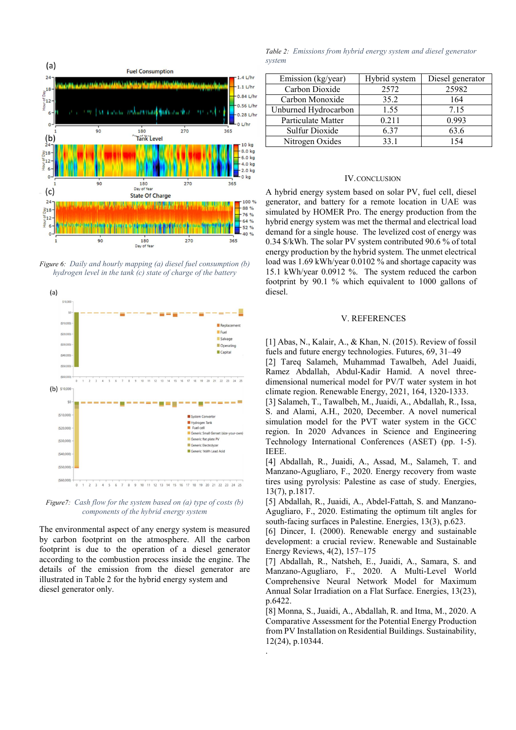Figure 6: *Daily and hourly mapping (a) diesel fuel consumption (b) hydrogen level in the tank (c) state of charge of the battery*

Figure7: *Cash flow for the system based on (a) type of costs (b) components of the hybrid energy system*

The environmental aspect of any energy system is measured by carbon footprint on the atmosphere. All the carbon footprint is due to the operation of a diesel generator according to the combustion process inside the engine. The details of the emission from the diesel generator are illustrated in Table 2 for the hybrid energy system and diesel generator only.

Table 2: *Emissions from hybrid energy system and diesel generator system*

| Emission (kg/year) | Hybrid system | Diesel generator |
|---|---|---|
| Carbon Dioxide | 2572 | 25982 |
| Carbon Monoxide | 35.2 | 164 |
| Unburned Hydrocarbon | 1.55 | 7.15 |
| Particulate Matter | 0.211 | 0.993 |
| Sulfur Dioxide | 6.37 | 63.6 |
| Nitrogen Oxides | 33.1 | 154 |

## IV. CONCLUSION

A hybrid energy system based on solar PV, fuel cell, diesel generator, and battery for a remote location in UAE was simulated by HOMER Pro. The energy production from the hybrid energy system was met the thermal and electrical load demand for a single house. The levelized cost of energy was 0.34 $/kWh. The solar PV system contributed 90.6 % of total energy production by the hybrid system. The unmet electrical load was 1.69 kWh/year 0.0102 % and shortage capacity was 15.1 kWh/year 0.0912 %. The system reduced the carbon footprint by 90.1 % which equivalent to 1000 gallons of diesel.

## V. REFERENCES

[1] Abas, N., Kalair, A., & Khan, N. (2015). Review of fossil fuels and future energy technologies. Futures, 69, 31–49

[2] Tareq Salameh, Muhammad Tawalbeh, Adel Juaidi, Ramez Abdallah, Abdul-Kadir Hamid. A novel three-dimensional numerical model for PV/T water system in hot climate region. Renewable Energy, 2021, 164, 1320-1333.

[3] Salameh, T., Tawalbeh, M., Juaidi, A., Abdallah, R., Issa, S. and Alami, A.H., 2020, December. A novel numerical simulation model for the PVT water system in the GCC region. In 2020 Advances in Science and Engineering Technology International Conferences (ASET) (pp. 1-5). IEEE.

[4] Abdallah, R., Juaidi, A., Assad, M., Salameh, T. and Manzano-Agugliaro, F., 2020. Energy recovery from waste tires using pyrolysis: Palestine as case of study. Energies, 13(7), p.1817.

[5] Abdallah, R., Juaidi, A., Abdel-Fattah, S. and Manzano-Agugliaro, F., 2020. Estimating the optimum tilt angles for south-facing surfaces in Palestine. Energies, 13(3), p.623.

[6] Dincer, I. (2000). Renewable energy and sustainable development: a crucial review. Renewable and Sustainable Energy Reviews, 4(2), 157–175

[7] Abdallah, R., Natsheh, E., Juaidi, A., Samara, S. and Manzano-Agugliaro, F., 2020. A Multi-Level World Comprehensive Neural Network Model for Maximum Annual Solar Irradiation on a Flat Surface. Energies, 13(23), p.6422.

[8] Monna, S., Juaidi, A., Abdallah, R. and Itma, M., 2020. A Comparative Assessment for the Potential Energy Production from PV Installation on Residential Buildings. Sustainability, 12(24), p.10344.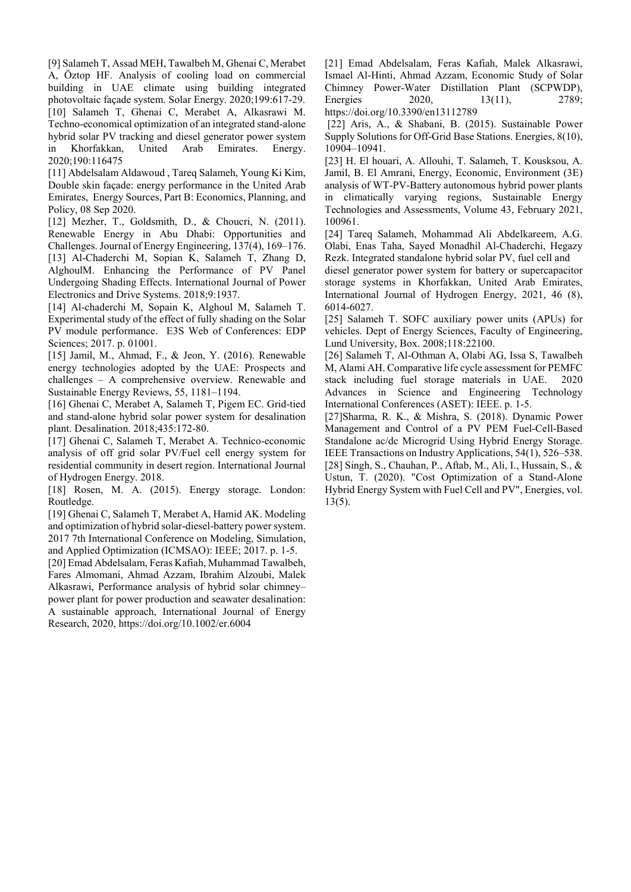[9] Salameh T, Assad MEH, Tawalbeh M, Ghenai C, Merabet A, Öztop HF. Analysis of cooling load on commercial building in UAE climate using building integrated photovoltaic façade system. Solar Energy. 2020;199:617-29.

[10] Salameh T, Ghenai C, Merabet A, Alkasrawi M. Techno-economical optimization of an integrated stand-alone hybrid solar PV tracking and diesel generator power system in Khorfakkan, United Arab Emirates. Energy. 2020;190:116475

[11] Abdelsalam Aldawoud , Tareq Salameh, Young Ki Kim, Double skin façade: energy performance in the United Arab Emirates, Energy Sources, Part B: Economics, Planning, and Policy, 08 Sep 2020.

[12] Mezher, T., Goldsmith, D., & Choucri, N. (2011). Renewable Energy in Abu Dhabi: Opportunities and Challenges. Journal of Energy Engineering, 137(4), 169–176.

[13] Al-Chaderchi M, Sopian K, Salameh T, Zhang D, AlghoulM. Enhancing the Performance of PV Panel Undergoing Shading Effects. International Journal of Power Electronics and Drive Systems. 2018;9:1937.

[14] Al-chaderchi M, Sopain K, Alghoul M, Salameh T. Experimental study of the effect of fully shading on the Solar PV module performance. E3S Web of Conferences: EDP Sciences; 2017. p. 01001.

[15] Jamil, M., Ahmad, F., & Jeon, Y. (2016). Renewable energy technologies adopted by the UAE: Prospects and challenges – A comprehensive overview. Renewable and Sustainable Energy Reviews, 55, 1181–1194.

[16] Ghenai C, Merabet A, Salameh T, Pigem EC. Grid-tied and stand-alone hybrid solar power system for desalination plant. Desalination. 2018;435:172-80.

[17] Ghenai C, Salameh T, Merabet A. Technico-economic analysis of off grid solar PV/Fuel cell energy system for residential community in desert region. International Journal of Hydrogen Energy. 2018.

[18] Rosen, M. A. (2015). Energy storage. London: Routledge.

[19] Ghenai C, Salameh T, Merabet A, Hamid AK. Modeling and optimization of hybrid solar-diesel-battery power system. 2017 7th International Conference on Modeling, Simulation, and Applied Optimization (ICMSAO): IEEE; 2017. p. 1-5.

[20] Emad Abdelsalam, Feras Kafiah, Muhammad Tawalbeh, Fares Almomani, Ahmad Azzam, Ibrahim Alzoubi, Malek Alkasrawi, Performance analysis of hybrid solar chimney–power plant for power production and seawater desalination: A sustainable approach, International Journal of Energy Research, 2020, https://doi.org/10.1002/er.6004

[21] Emad Abdelsalam, Feras Kafiah, Malek Alkasrawi, Ismael Al-Hinti, Ahmad Azzam, Economic Study of Solar Chimney Power-Water Distillation Plant (SCPWDP), Energies 2020, 13(11), 2789; https://doi.org/10.3390/en13112789

[22] Aris, A., & Shabani, B. (2015). Sustainable Power Supply Solutions for Off-Grid Base Stations. Energies, 8(10), 10904–10941.

[23] H. El houari, A. Allouhi, T. Salameh, T. Kousksou, A. Jamil, B. El Amrani, Energy, Economic, Environment (3E) analysis of WT-PV-Battery autonomous hybrid power plants in climatically varying regions, Sustainable Energy Technologies and Assessments, Volume 43, February 2021, 100961.

[24] Tareq Salameh, Mohammad Ali Abdelkareem, A.G. Olabi, Enas Taha, Sayed Monadhil Al-Chaderchi, Hegazy Rezk. Integrated standalone hybrid solar PV, fuel cell and diesel generator power system for battery or supercapacitor storage systems in Khorfakkan, United Arab Emirates, International Journal of Hydrogen Energy, 2021, 46 (8), 6014-6027.

[25] Salameh T. SOFC auxiliary power units (APUs) for vehicles. Dept of Energy Sciences, Faculty of Engineering, Lund University, Box. 2008;118:22100.

[26] Salameh T, Al-Othman A, Olabi AG, Issa S, Tawalbeh M, Alami AH. Comparative life cycle assessment for PEMFC stack including fuel storage materials in UAE. 2020 Advances in Science and Engineering Technology International Conferences (ASET): IEEE. p. 1-5.

[27]Sharma, R. K., & Mishra, S. (2018). Dynamic Power Management and Control of a PV PEM Fuel-Cell-Based Standalone ac/dc Microgrid Using Hybrid Energy Storage. IEEE Transactions on Industry Applications, 54(1), 526–538.

[28] Singh, S., Chauhan, P., Aftab, M., Ali, I., Hussain, S., & Ustun, T. (2020). "Cost Optimization of a Stand-Alone Hybrid Energy System with Fuel Cell and PV", Energies, vol. 13(5).